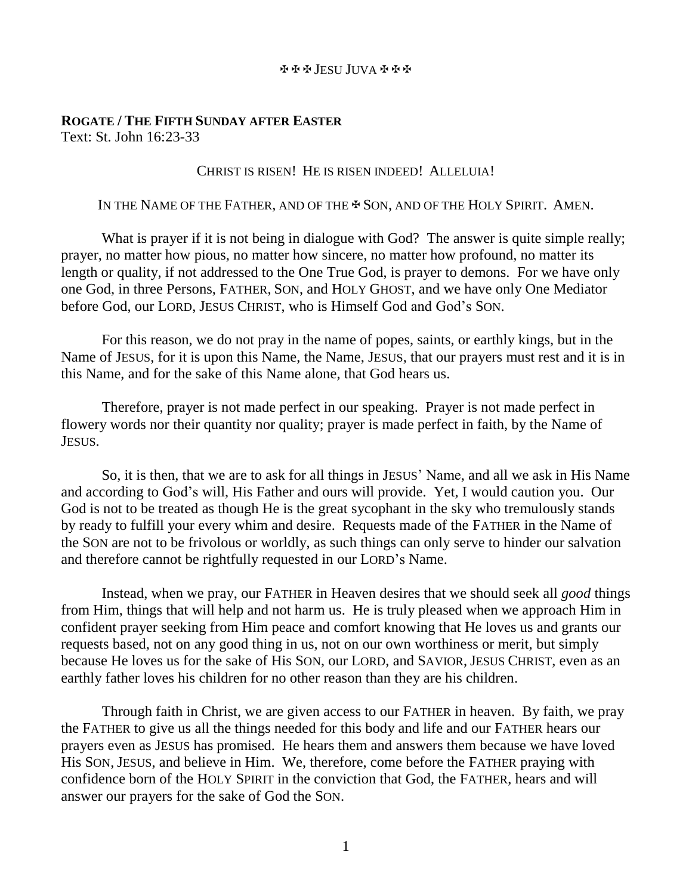✠✠✠ JESU JUVA ✠✠✠

**ROGATE / THE FIFTH SUNDAY AFTER EASTER**
Text: St. John 16:23-33

CHRIST IS RISEN! HE IS RISEN INDEED! ALLELUIA!

IN THE NAME OF THE FATHER, AND OF THE ✠ SON, AND OF THE HOLY SPIRIT. AMEN.

What is prayer if it is not being in dialogue with God? The answer is quite simple really; prayer, no matter how pious, no matter how sincere, no matter how profound, no matter its length or quality, if not addressed to the One True God, is prayer to demons. For we have only one God, in three Persons, FATHER, SON, and HOLY GHOST, and we have only One Mediator before God, our LORD, JESUS CHRIST, who is Himself God and God's SON.

For this reason, we do not pray in the name of popes, saints, or earthly kings, but in the Name of JESUS, for it is upon this Name, the Name, JESUS, that our prayers must rest and it is in this Name, and for the sake of this Name alone, that God hears us.

Therefore, prayer is not made perfect in our speaking. Prayer is not made perfect in flowery words nor their quantity nor quality; prayer is made perfect in faith, by the Name of JESUS.

So, it is then, that we are to ask for all things in JESUS' Name, and all we ask in His Name and according to God's will, His Father and ours will provide. Yet, I would caution you. Our God is not to be treated as though He is the great sycophant in the sky who tremulously stands by ready to fulfill your every whim and desire. Requests made of the FATHER in the Name of the SON are not to be frivolous or worldly, as such things can only serve to hinder our salvation and therefore cannot be rightfully requested in our LORD's Name.

Instead, when we pray, our FATHER in Heaven desires that we should seek all *good* things from Him, things that will help and not harm us. He is truly pleased when we approach Him in confident prayer seeking from Him peace and comfort knowing that He loves us and grants our requests based, not on any good thing in us, not on our own worthiness or merit, but simply because He loves us for the sake of His SON, our LORD, and SAVIOR, JESUS CHRIST, even as an earthly father loves his children for no other reason than they are his children.

Through faith in Christ, we are given access to our FATHER in heaven. By faith, we pray the FATHER to give us all the things needed for this body and life and our FATHER hears our prayers even as JESUS has promised. He hears them and answers them because we have loved His SON, JESUS, and believe in Him. We, therefore, come before the FATHER praying with confidence born of the HOLY SPIRIT in the conviction that God, the FATHER, hears and will answer our prayers for the sake of God the SON.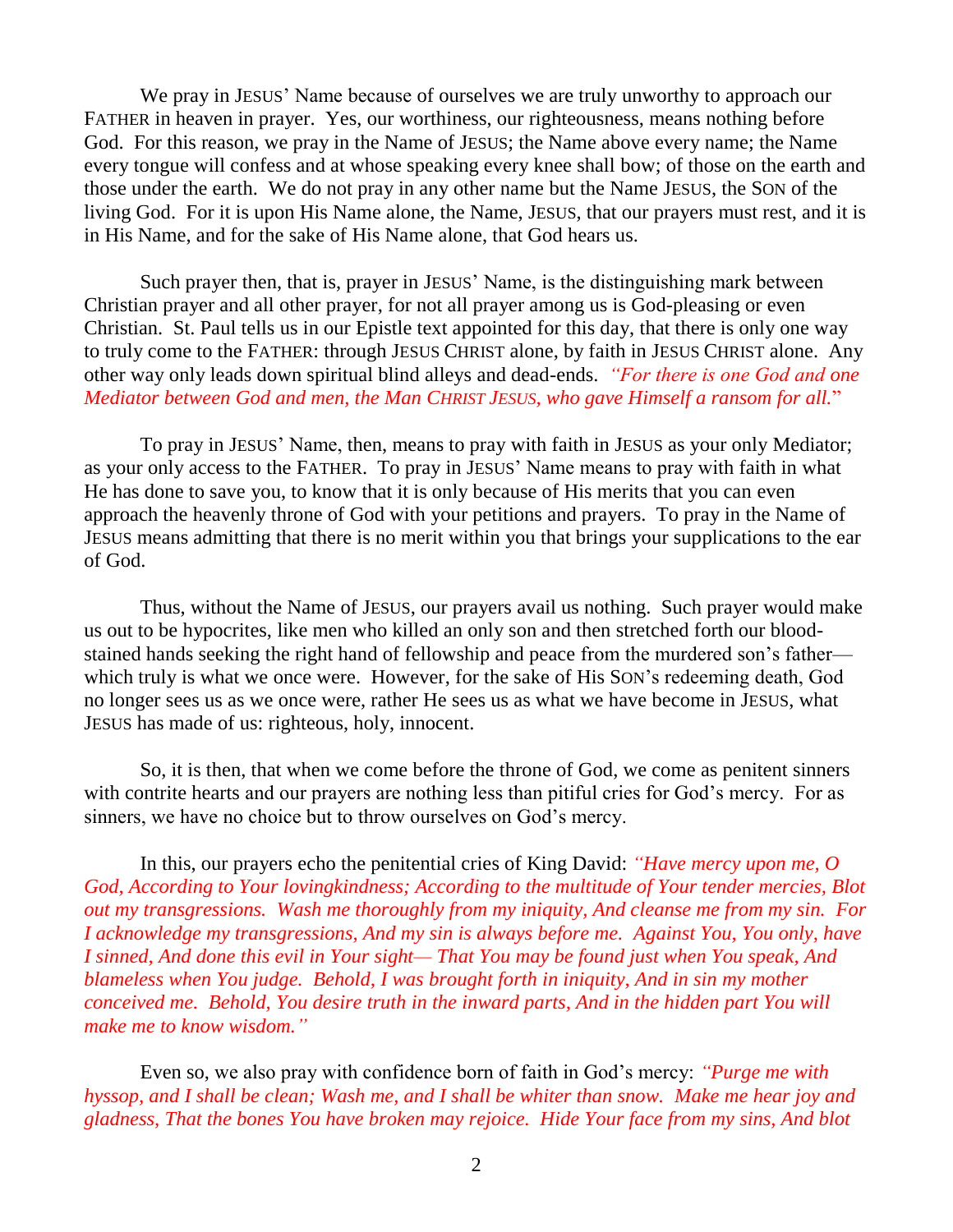We pray in JESUS' Name because of ourselves we are truly unworthy to approach our FATHER in heaven in prayer. Yes, our worthiness, our righteousness, means nothing before God. For this reason, we pray in the Name of JESUS; the Name above every name; the Name every tongue will confess and at whose speaking every knee shall bow; of those on the earth and those under the earth. We do not pray in any other name but the Name JESUS, the SON of the living God. For it is upon His Name alone, the Name, JESUS, that our prayers must rest, and it is in His Name, and for the sake of His Name alone, that God hears us.

Such prayer then, that is, prayer in JESUS' Name, is the distinguishing mark between Christian prayer and all other prayer, for not all prayer among us is God-pleasing or even Christian. St. Paul tells us in our Epistle text appointed for this day, that there is only one way to truly come to the FATHER: through JESUS CHRIST alone, by faith in JESUS CHRIST alone. Any other way only leads down spiritual blind alleys and dead-ends. *"For there is one God and one Mediator between God and men, the Man CHRIST JESUS, who gave Himself a ransom for all."*

To pray in JESUS' Name, then, means to pray with faith in JESUS as your only Mediator; as your only access to the FATHER. To pray in JESUS' Name means to pray with faith in what He has done to save you, to know that it is only because of His merits that you can even approach the heavenly throne of God with your petitions and prayers. To pray in the Name of JESUS means admitting that there is no merit within you that brings your supplications to the ear of God.

Thus, without the Name of JESUS, our prayers avail us nothing. Such prayer would make us out to be hypocrites, like men who killed an only son and then stretched forth our blood-stained hands seeking the right hand of fellowship and peace from the murdered son's father—which truly is what we once were. However, for the sake of His SON's redeeming death, God no longer sees us as we once were, rather He sees us as what we have become in JESUS, what JESUS has made of us: righteous, holy, innocent.

So, it is then, that when we come before the throne of God, we come as penitent sinners with contrite hearts and our prayers are nothing less than pitiful cries for God's mercy. For as sinners, we have no choice but to throw ourselves on God's mercy.

In this, our prayers echo the penitential cries of King David: *"Have mercy upon me, O God, According to Your lovingkindness; According to the multitude of Your tender mercies, Blot out my transgressions. Wash me thoroughly from my iniquity, And cleanse me from my sin. For I acknowledge my transgressions, And my sin is always before me. Against You, You only, have I sinned, And done this evil in Your sight— That You may be found just when You speak, And blameless when You judge. Behold, I was brought forth in iniquity, And in sin my mother conceived me. Behold, You desire truth in the inward parts, And in the hidden part You will make me to know wisdom."*

Even so, we also pray with confidence born of faith in God's mercy: *"Purge me with hyssop, and I shall be clean; Wash me, and I shall be whiter than snow. Make me hear joy and gladness, That the bones You have broken may rejoice. Hide Your face from my sins, And blot*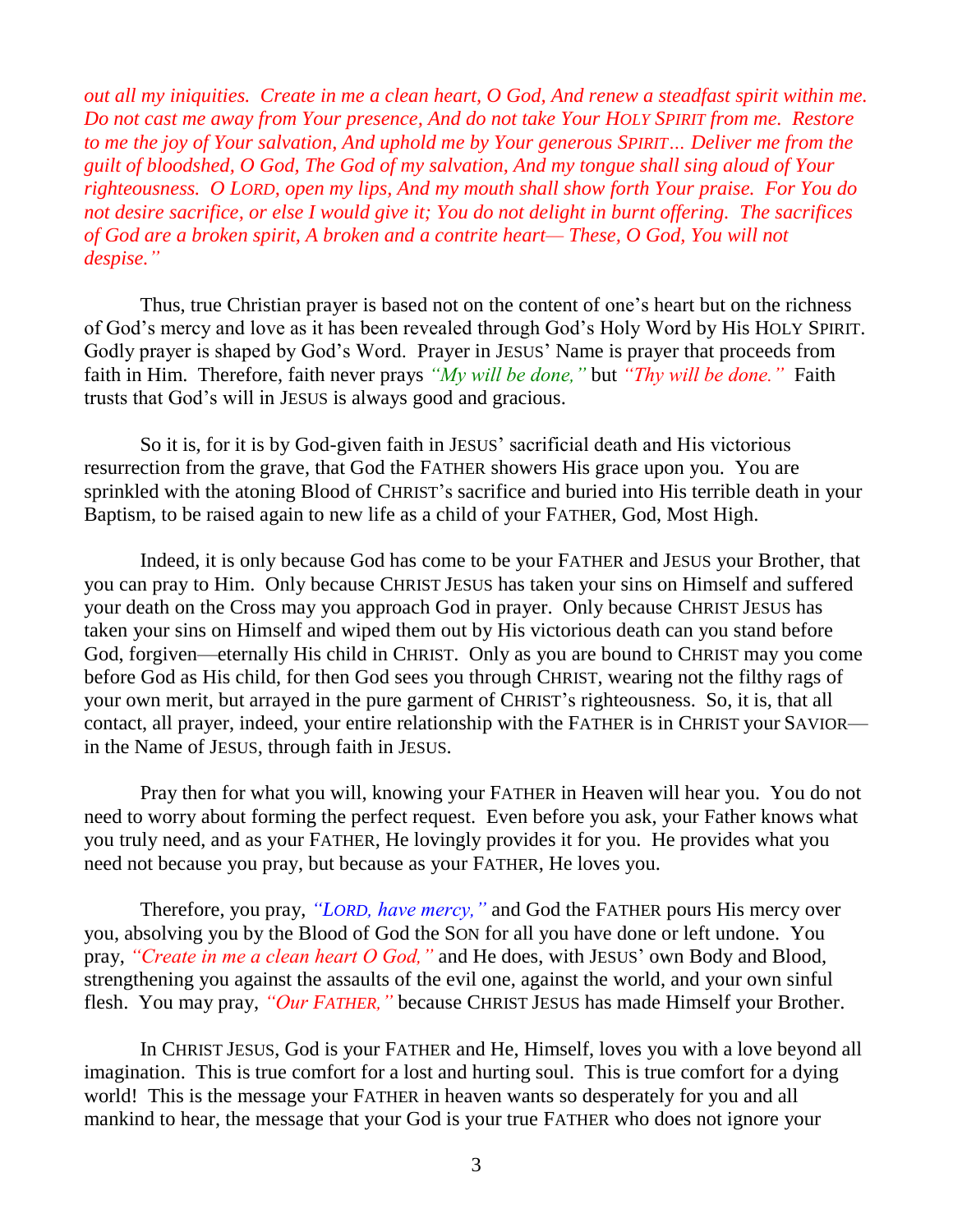*out all my iniquities. Create in me a clean heart, O God, And renew a steadfast spirit within me. Do not cast me away from Your presence, And do not take Your HOLY SPIRIT from me. Restore to me the joy of Your salvation, And uphold me by Your generous SPIRIT… Deliver me from the guilt of bloodshed, O God, The God of my salvation, And my tongue shall sing aloud of Your righteousness. O LORD, open my lips, And my mouth shall show forth Your praise. For You do not desire sacrifice, or else I would give it; You do not delight in burnt offering. The sacrifices of God are a broken spirit, A broken and a contrite heart— These, O God, You will not despise."*

Thus, true Christian prayer is based not on the content of one's heart but on the richness of God's mercy and love as it has been revealed through God's Holy Word by His HOLY SPIRIT. Godly prayer is shaped by God's Word. Prayer in JESUS' Name is prayer that proceeds from faith in Him. Therefore, faith never prays *"My will be done,"* but *"Thy will be done."* Faith trusts that God's will in JESUS is always good and gracious.

So it is, for it is by God-given faith in JESUS' sacrificial death and His victorious resurrection from the grave, that God the FATHER showers His grace upon you. You are sprinkled with the atoning Blood of CHRIST's sacrifice and buried into His terrible death in your Baptism, to be raised again to new life as a child of your FATHER, God, Most High.

Indeed, it is only because God has come to be your FATHER and JESUS your Brother, that you can pray to Him. Only because CHRIST JESUS has taken your sins on Himself and suffered your death on the Cross may you approach God in prayer. Only because CHRIST JESUS has taken your sins on Himself and wiped them out by His victorious death can you stand before God, forgiven—eternally His child in CHRIST. Only as you are bound to CHRIST may you come before God as His child, for then God sees you through CHRIST, wearing not the filthy rags of your own merit, but arrayed in the pure garment of CHRIST's righteousness. So, it is, that all contact, all prayer, indeed, your entire relationship with the FATHER is in CHRIST your SAVIOR—in the Name of JESUS, through faith in JESUS.

Pray then for what you will, knowing your FATHER in Heaven will hear you. You do not need to worry about forming the perfect request. Even before you ask, your Father knows what you truly need, and as your FATHER, He lovingly provides it for you. He provides what you need not because you pray, but because as your FATHER, He loves you.

Therefore, you pray, *"LORD, have mercy,"* and God the FATHER pours His mercy over you, absolving you by the Blood of God the SON for all you have done or left undone. You pray, *"Create in me a clean heart O God,"* and He does, with JESUS' own Body and Blood, strengthening you against the assaults of the evil one, against the world, and your own sinful flesh. You may pray, *"Our FATHER,"* because CHRIST JESUS has made Himself your Brother.

In CHRIST JESUS, God is your FATHER and He, Himself, loves you with a love beyond all imagination. This is true comfort for a lost and hurting soul. This is true comfort for a dying world! This is the message your FATHER in heaven wants so desperately for you and all mankind to hear, the message that your God is your true FATHER who does not ignore your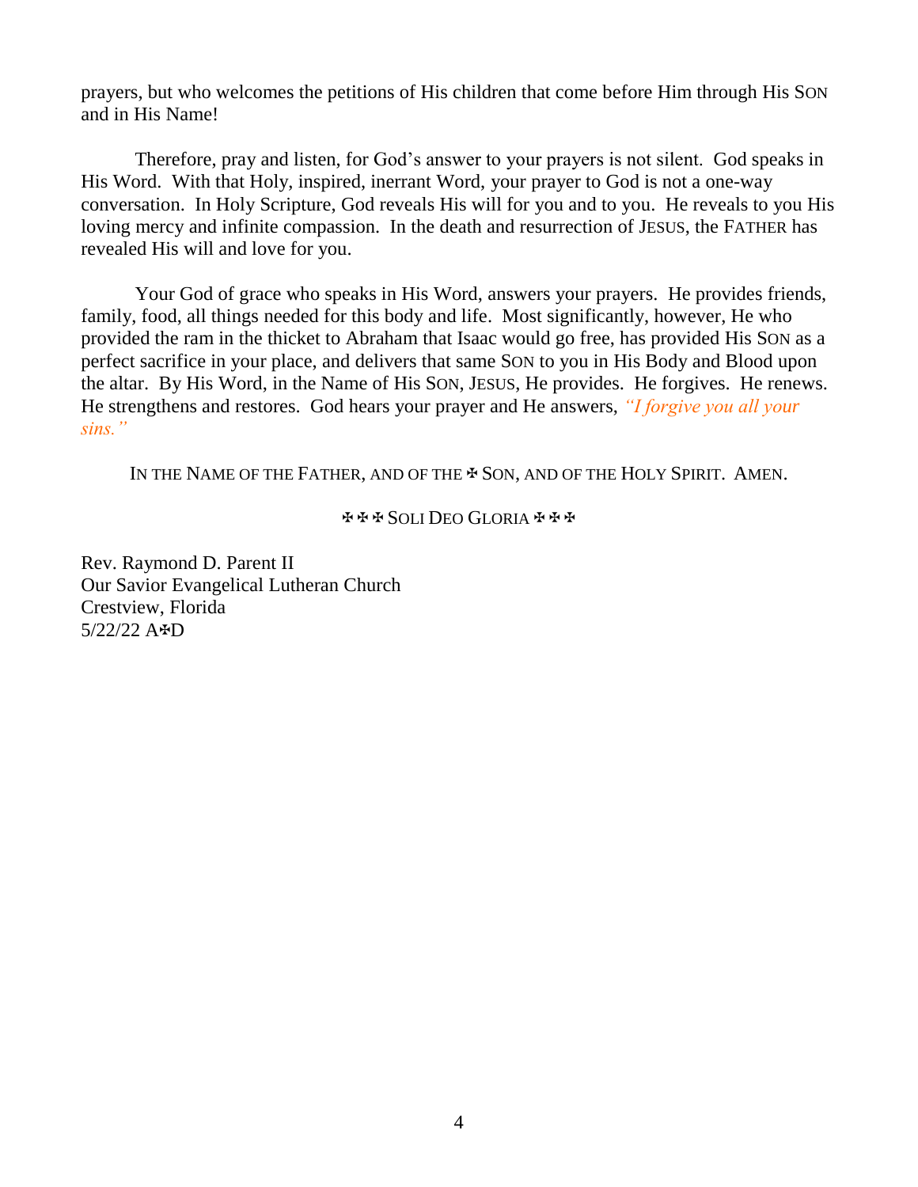prayers, but who welcomes the petitions of His children that come before Him through His SON and in His Name!

Therefore, pray and listen, for God's answer to your prayers is not silent. God speaks in His Word. With that Holy, inspired, inerrant Word, your prayer to God is not a one-way conversation. In Holy Scripture, God reveals His will for you and to you. He reveals to you His loving mercy and infinite compassion. In the death and resurrection of JESUS, the FATHER has revealed His will and love for you.

Your God of grace who speaks in His Word, answers your prayers. He provides friends, family, food, all things needed for this body and life. Most significantly, however, He who provided the ram in the thicket to Abraham that Isaac would go free, has provided His SON as a perfect sacrifice in your place, and delivers that same SON to you in His Body and Blood upon the altar. By His Word, in the Name of His SON, JESUS, He provides. He forgives. He renews. He strengthens and restores. God hears your prayer and He answers, *"I forgive you all your sins."*

IN THE NAME OF THE FATHER, AND OF THE ✠ SON, AND OF THE HOLY SPIRIT. AMEN.

✠ ✠ ✠ SOLI DEO GLORIA ✠ ✠ ✠

Rev. Raymond D. Parent II
Our Savior Evangelical Lutheran Church
Crestview, Florida
5/22/22 A✠D